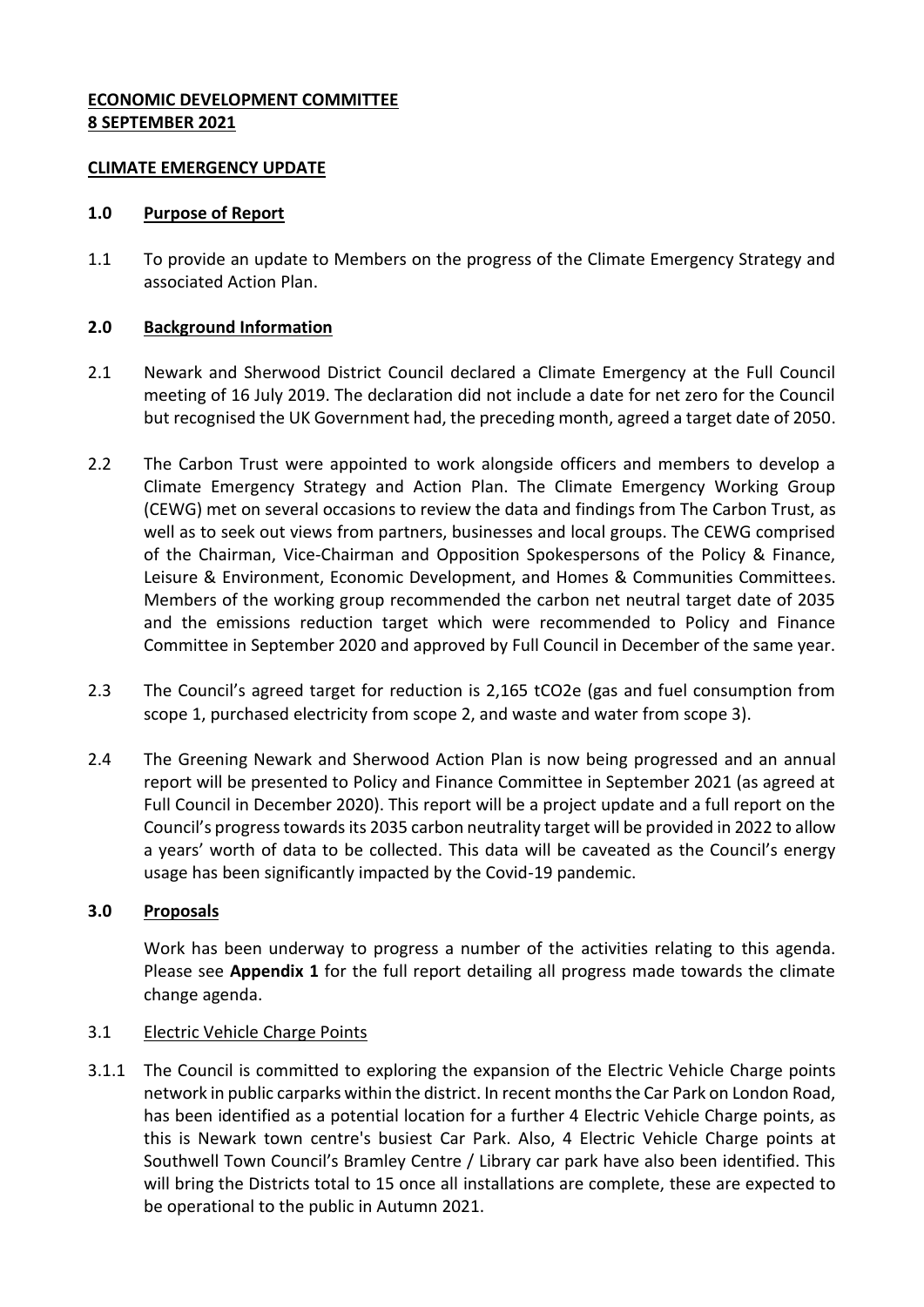**ECONOMIC DEVELOPMENT COMMITTEE**
**8 SEPTEMBER 2021**

**CLIMATE EMERGENCY UPDATE**

## 1.0 Purpose of Report

1.1 To provide an update to Members on the progress of the Climate Emergency Strategy and associated Action Plan.

## 2.0 Background Information

2.1 Newark and Sherwood District Council declared a Climate Emergency at the Full Council meeting of 16 July 2019. The declaration did not include a date for net zero for the Council but recognised the UK Government had, the preceding month, agreed a target date of 2050.

2.2 The Carbon Trust were appointed to work alongside officers and members to develop a Climate Emergency Strategy and Action Plan. The Climate Emergency Working Group (CEWG) met on several occasions to review the data and findings from The Carbon Trust, as well as to seek out views from partners, businesses and local groups. The CEWG comprised of the Chairman, Vice-Chairman and Opposition Spokespersons of the Policy & Finance, Leisure & Environment, Economic Development, and Homes & Communities Committees. Members of the working group recommended the carbon net neutral target date of 2035 and the emissions reduction target which were recommended to Policy and Finance Committee in September 2020 and approved by Full Council in December of the same year.

2.3 The Council's agreed target for reduction is 2,165 $tCO_2e$ (gas and fuel consumption from scope 1, purchased electricity from scope 2, and waste and water from scope 3).

2.4 The Greening Newark and Sherwood Action Plan is now being progressed and an annual report will be presented to Policy and Finance Committee in September 2021 (as agreed at Full Council in December 2020). This report will be a project update and a full report on the Council's progress towards its 2035 carbon neutrality target will be provided in 2022 to allow a years' worth of data to be collected. This data will be caveated as the Council's energy usage has been significantly impacted by the Covid-19 pandemic.

## 3.0 Proposals

Work has been underway to progress a number of the activities relating to this agenda. Please see **Appendix 1** for the full report detailing all progress made towards the climate change agenda.

3.1 Electric Vehicle Charge Points

3.1.1 The Council is committed to exploring the expansion of the Electric Vehicle Charge points network in public carparks within the district. In recent months the Car Park on London Road, has been identified as a potential location for a further 4 Electric Vehicle Charge points, as this is Newark town centre's busiest Car Park. Also, 4 Electric Vehicle Charge points at Southwell Town Council's Bramley Centre / Library car park have also been identified. This will bring the Districts total to 15 once all installations are complete, these are expected to be operational to the public in Autumn 2021.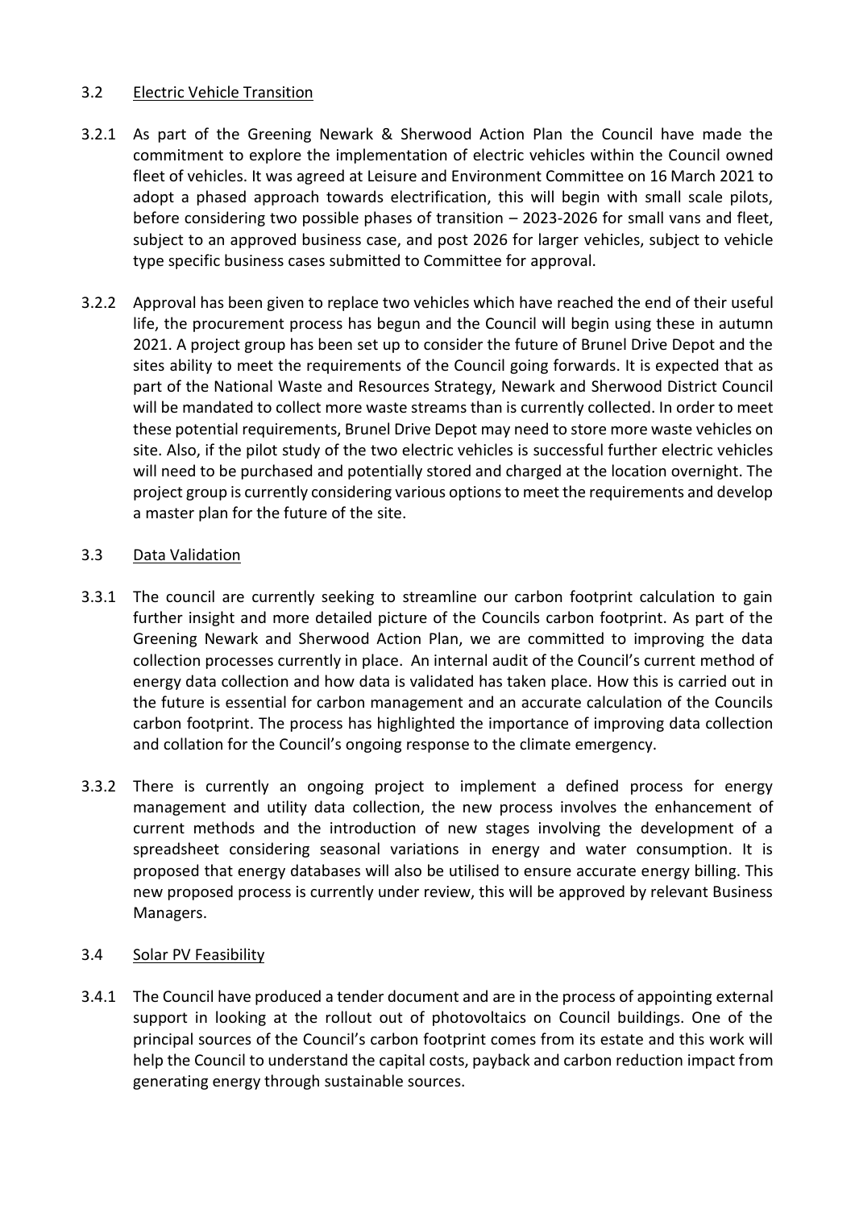### 3.2 <u>Electric Vehicle Transition</u>

3.2.1 As part of the Greening Newark & Sherwood Action Plan the Council have made the commitment to explore the implementation of electric vehicles within the Council owned fleet of vehicles. It was agreed at Leisure and Environment Committee on 16 March 2021 to adopt a phased approach towards electrification, this will begin with small scale pilots, before considering two possible phases of transition – 2023-2026 for small vans and fleet, subject to an approved business case, and post 2026 for larger vehicles, subject to vehicle type specific business cases submitted to Committee for approval.

3.2.2 Approval has been given to replace two vehicles which have reached the end of their useful life, the procurement process has begun and the Council will begin using these in autumn 2021. A project group has been set up to consider the future of Brunel Drive Depot and the sites ability to meet the requirements of the Council going forwards. It is expected that as part of the National Waste and Resources Strategy, Newark and Sherwood District Council will be mandated to collect more waste streams than is currently collected. In order to meet these potential requirements, Brunel Drive Depot may need to store more waste vehicles on site. Also, if the pilot study of the two electric vehicles is successful further electric vehicles will need to be purchased and potentially stored and charged at the location overnight. The project group is currently considering various options to meet the requirements and develop a master plan for the future of the site.

### 3.3 <u>Data Validation</u>

3.3.1 The council are currently seeking to streamline our carbon footprint calculation to gain further insight and more detailed picture of the Councils carbon footprint. As part of the Greening Newark and Sherwood Action Plan, we are committed to improving the data collection processes currently in place. An internal audit of the Council's current method of energy data collection and how data is validated has taken place. How this is carried out in the future is essential for carbon management and an accurate calculation of the Councils carbon footprint. The process has highlighted the importance of improving data collection and collation for the Council's ongoing response to the climate emergency.

3.3.2 There is currently an ongoing project to implement a defined process for energy management and utility data collection, the new process involves the enhancement of current methods and the introduction of new stages involving the development of a spreadsheet considering seasonal variations in energy and water consumption. It is proposed that energy databases will also be utilised to ensure accurate energy billing. This new proposed process is currently under review, this will be approved by relevant Business Managers.

### 3.4 <u>Solar PV Feasibility</u>

3.4.1 The Council have produced a tender document and are in the process of appointing external support in looking at the rollout out of photovoltaics on Council buildings. One of the principal sources of the Council's carbon footprint comes from its estate and this work will help the Council to understand the capital costs, payback and carbon reduction impact from generating energy through sustainable sources.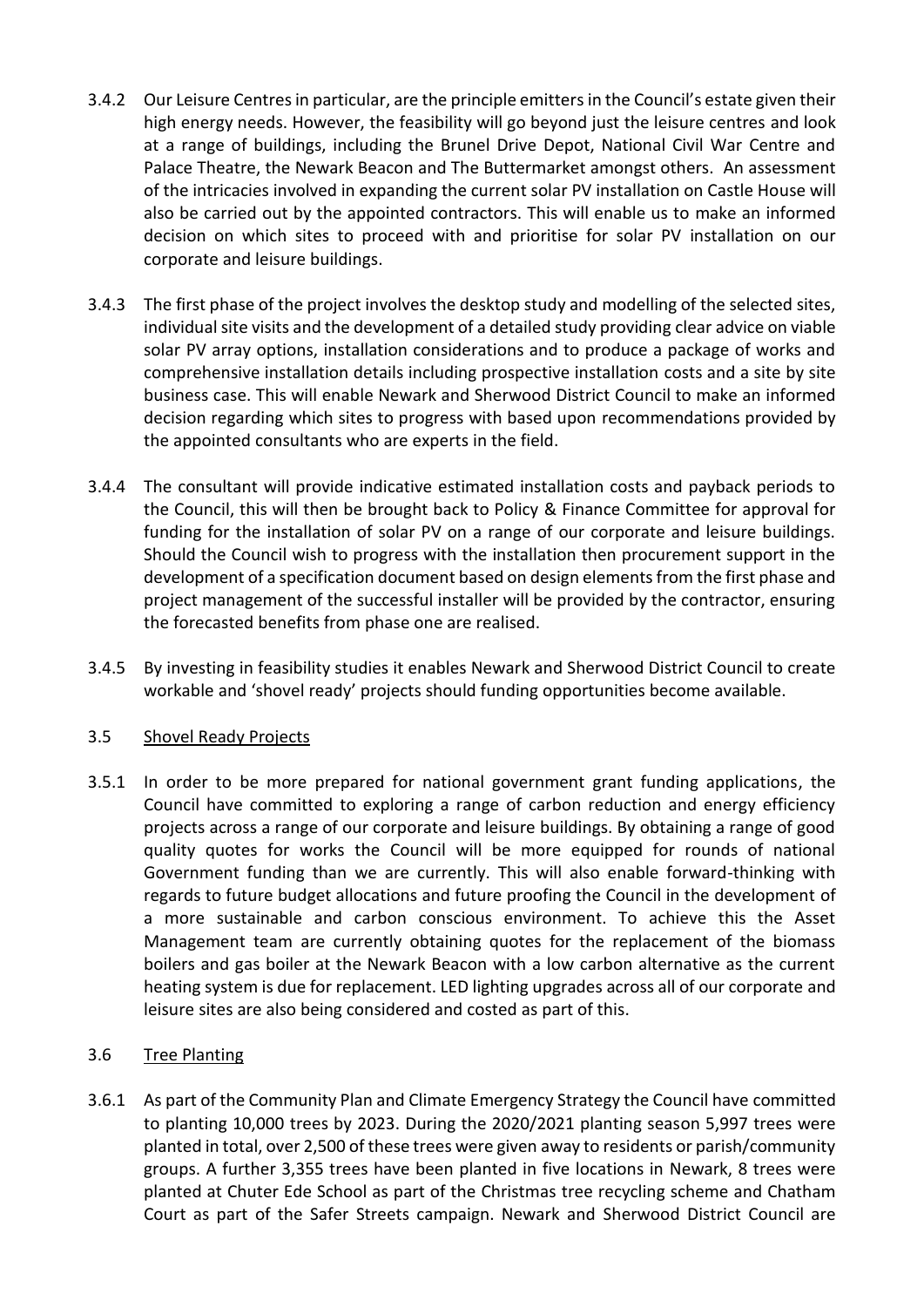3.4.2 Our Leisure Centres in particular, are the principle emitters in the Council's estate given their high energy needs. However, the feasibility will go beyond just the leisure centres and look at a range of buildings, including the Brunel Drive Depot, National Civil War Centre and Palace Theatre, the Newark Beacon and The Buttermarket amongst others. An assessment of the intricacies involved in expanding the current solar PV installation on Castle House will also be carried out by the appointed contractors. This will enable us to make an informed decision on which sites to proceed with and prioritise for solar PV installation on our corporate and leisure buildings.

3.4.3 The first phase of the project involves the desktop study and modelling of the selected sites, individual site visits and the development of a detailed study providing clear advice on viable solar PV array options, installation considerations and to produce a package of works and comprehensive installation details including prospective installation costs and a site by site business case. This will enable Newark and Sherwood District Council to make an informed decision regarding which sites to progress with based upon recommendations provided by the appointed consultants who are experts in the field.

3.4.4 The consultant will provide indicative estimated installation costs and payback periods to the Council, this will then be brought back to Policy & Finance Committee for approval for funding for the installation of solar PV on a range of our corporate and leisure buildings. Should the Council wish to progress with the installation then procurement support in the development of a specification document based on design elements from the first phase and project management of the successful installer will be provided by the contractor, ensuring the forecasted benefits from phase one are realised.

3.4.5 By investing in feasibility studies it enables Newark and Sherwood District Council to create workable and 'shovel ready' projects should funding opportunities become available.

3.5 Shovel Ready Projects

3.5.1 In order to be more prepared for national government grant funding applications, the Council have committed to exploring a range of carbon reduction and energy efficiency projects across a range of our corporate and leisure buildings. By obtaining a range of good quality quotes for works the Council will be more equipped for rounds of national Government funding than we are currently. This will also enable forward-thinking with regards to future budget allocations and future proofing the Council in the development of a more sustainable and carbon conscious environment. To achieve this the Asset Management team are currently obtaining quotes for the replacement of the biomass boilers and gas boiler at the Newark Beacon with a low carbon alternative as the current heating system is due for replacement. LED lighting upgrades across all of our corporate and leisure sites are also being considered and costed as part of this.

3.6 Tree Planting

3.6.1 As part of the Community Plan and Climate Emergency Strategy the Council have committed to planting 10,000 trees by 2023. During the 2020/2021 planting season 5,997 trees were planted in total, over 2,500 of these trees were given away to residents or parish/community groups. A further 3,355 trees have been planted in five locations in Newark, 8 trees were planted at Chuter Ede School as part of the Christmas tree recycling scheme and Chatham Court as part of the Safer Streets campaign. Newark and Sherwood District Council are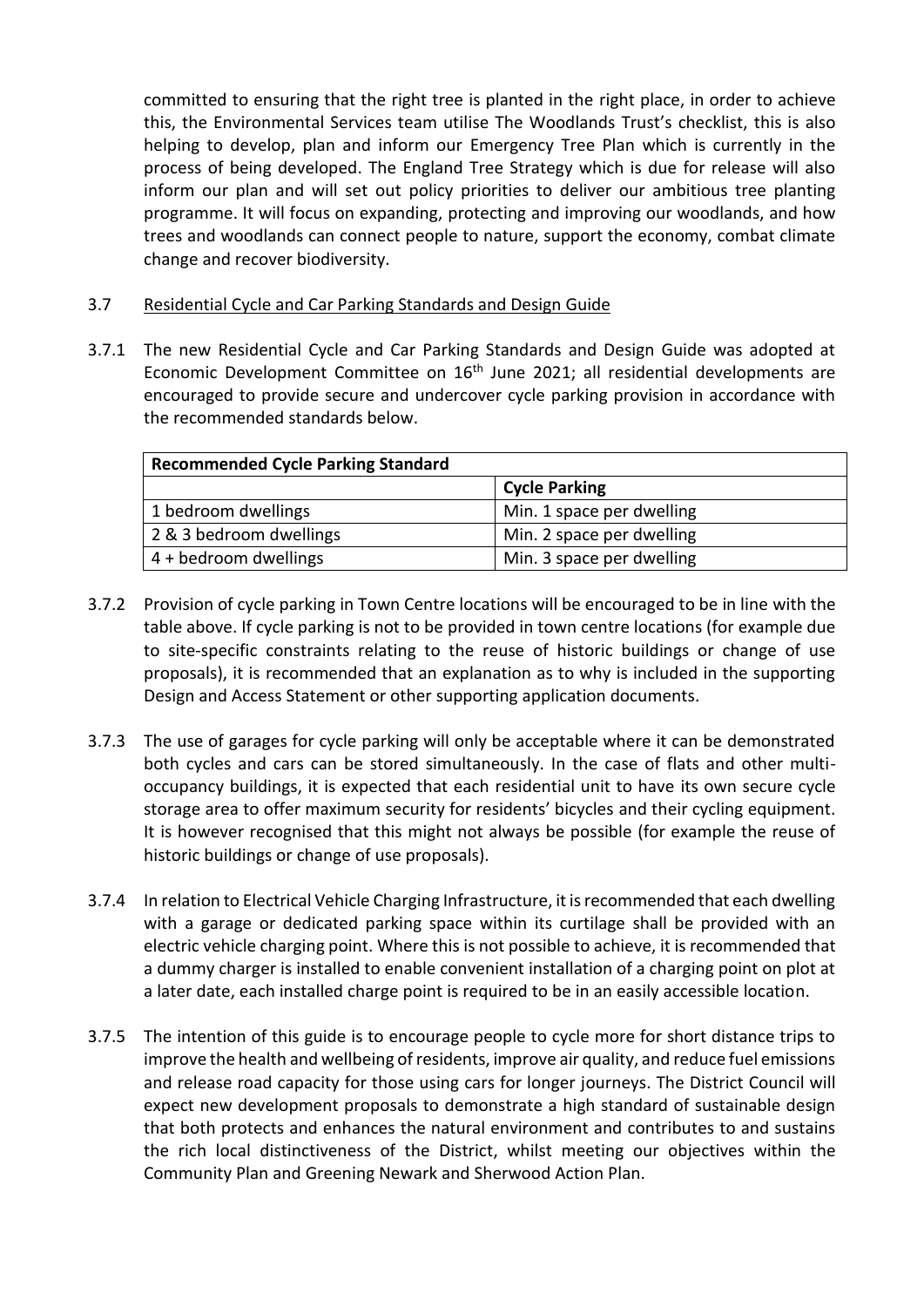committed to ensuring that the right tree is planted in the right place, in order to achieve this, the Environmental Services team utilise The Woodlands Trust's checklist, this is also helping to develop, plan and inform our Emergency Tree Plan which is currently in the process of being developed. The England Tree Strategy which is due for release will also inform our plan and will set out policy priorities to deliver our ambitious tree planting programme. It will focus on expanding, protecting and improving our woodlands, and how trees and woodlands can connect people to nature, support the economy, combat climate change and recover biodiversity.

3.7 Residential Cycle and Car Parking Standards and Design Guide

3.7.1 The new Residential Cycle and Car Parking Standards and Design Guide was adopted at Economic Development Committee on 16th June 2021; all residential developments are encouraged to provide secure and undercover cycle parking provision in accordance with the recommended standards below.

| **Recommended Cycle Parking Standard** | |
|---|---|
| | **Cycle Parking** |
| 1 bedroom dwellings | Min. 1 space per dwelling |
| 2 & 3 bedroom dwellings | Min. 2 space per dwelling |
| 4 + bedroom dwellings | Min. 3 space per dwelling |

3.7.2 Provision of cycle parking in Town Centre locations will be encouraged to be in line with the table above. If cycle parking is not to be provided in town centre locations (for example due to site-specific constraints relating to the reuse of historic buildings or change of use proposals), it is recommended that an explanation as to why is included in the supporting Design and Access Statement or other supporting application documents.

3.7.3 The use of garages for cycle parking will only be acceptable where it can be demonstrated both cycles and cars can be stored simultaneously. In the case of flats and other multi-occupancy buildings, it is expected that each residential unit to have its own secure cycle storage area to offer maximum security for residents' bicycles and their cycling equipment. It is however recognised that this might not always be possible (for example the reuse of historic buildings or change of use proposals).

3.7.4 In relation to Electrical Vehicle Charging Infrastructure, it is recommended that each dwelling with a garage or dedicated parking space within its curtilage shall be provided with an electric vehicle charging point. Where this is not possible to achieve, it is recommended that a dummy charger is installed to enable convenient installation of a charging point on plot at a later date, each installed charge point is required to be in an easily accessible location.

3.7.5 The intention of this guide is to encourage people to cycle more for short distance trips to improve the health and wellbeing of residents, improve air quality, and reduce fuel emissions and release road capacity for those using cars for longer journeys. The District Council will expect new development proposals to demonstrate a high standard of sustainable design that both protects and enhances the natural environment and contributes to and sustains the rich local distinctiveness of the District, whilst meeting our objectives within the Community Plan and Greening Newark and Sherwood Action Plan.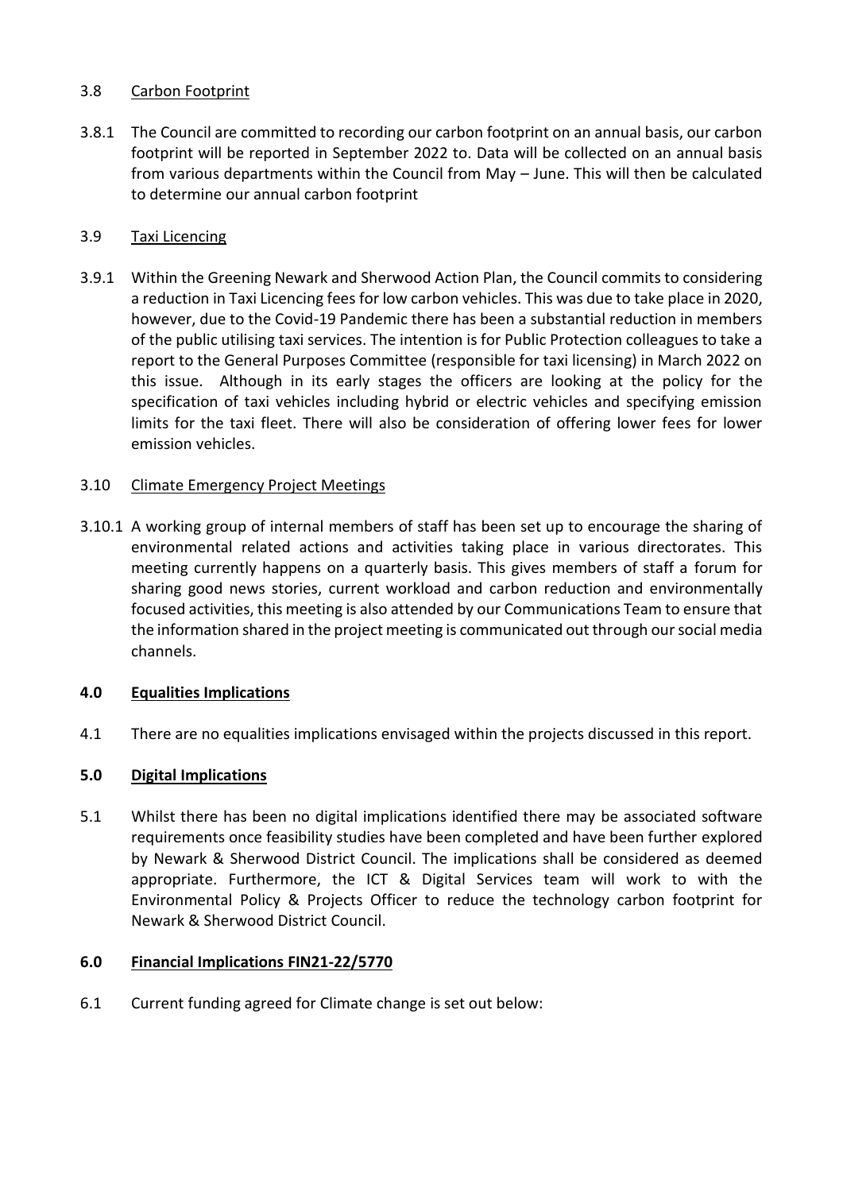3.8 Carbon Footprint

3.8.1 The Council are committed to recording our carbon footprint on an annual basis, our carbon footprint will be reported in September 2022 to. Data will be collected on an annual basis from various departments within the Council from May – June. This will then be calculated to determine our annual carbon footprint

3.9 Taxi Licencing

3.9.1 Within the Greening Newark and Sherwood Action Plan, the Council commits to considering a reduction in Taxi Licencing fees for low carbon vehicles. This was due to take place in 2020, however, due to the Covid-19 Pandemic there has been a substantial reduction in members of the public utilising taxi services. The intention is for Public Protection colleagues to take a report to the General Purposes Committee (responsible for taxi licensing) in March 2022 on this issue. Although in its early stages the officers are looking at the policy for the specification of taxi vehicles including hybrid or electric vehicles and specifying emission limits for the taxi fleet. There will also be consideration of offering lower fees for lower emission vehicles.

3.10 Climate Emergency Project Meetings

3.10.1 A working group of internal members of staff has been set up to encourage the sharing of environmental related actions and activities taking place in various directorates. This meeting currently happens on a quarterly basis. This gives members of staff a forum for sharing good news stories, current workload and carbon reduction and environmentally focused activities, this meeting is also attended by our Communications Team to ensure that the information shared in the project meeting is communicated out through our social media channels.

## 4.0 Equalities Implications

4.1 There are no equalities implications envisaged within the projects discussed in this report.

## 5.0 Digital Implications

5.1 Whilst there has been no digital implications identified there may be associated software requirements once feasibility studies have been completed and have been further explored by Newark & Sherwood District Council. The implications shall be considered as deemed appropriate. Furthermore, the ICT & Digital Services team will work to with the Environmental Policy & Projects Officer to reduce the technology carbon footprint for Newark & Sherwood District Council.

## 6.0 Financial Implications FIN21-22/5770

6.1 Current funding agreed for Climate change is set out below: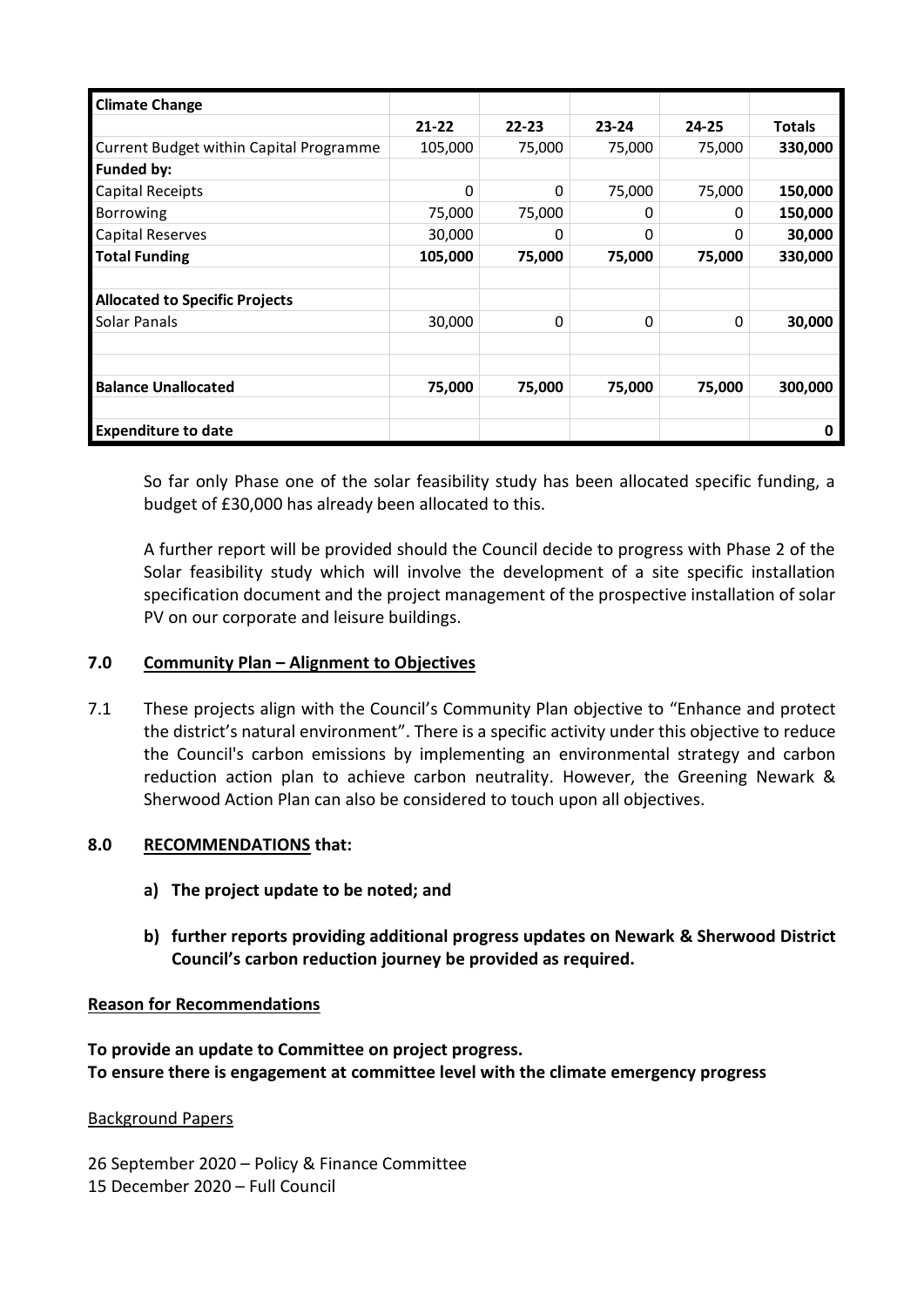| Climate Change | | | | | |
|---|---|---|---|---|---|
| | 21-22 | 22-23 | 23-24 | 24-25 | Totals |
| Current Budget within Capital Programme | 105,000 | 75,000 | 75,000 | 75,000 | **330,000** |
| **Funded by:** | | | | | |
| Capital Receipts | 0 | 0 | 75,000 | 75,000 | **150,000** |
| Borrowing | 75,000 | 75,000 | 0 | 0 | **150,000** |
| Capital Reserves | 30,000 | 0 | 0 | 0 | **30,000** |
| **Total Funding** | **105,000** | **75,000** | **75,000** | **75,000** | **330,000** |
| | | | | | |
| **Allocated to Specific Projects** | | | | | |
| Solar Panals | 30,000 | 0 | 0 | 0 | **30,000** |
| | | | | | |
| | | | | | |
| **Balance Unallocated** | **75,000** | **75,000** | **75,000** | **75,000** | **300,000** |
| | | | | | |
| **Expenditure to date** | | | | | **0** |

So far only Phase one of the solar feasibility study has been allocated specific funding, a budget of £30,000 has already been allocated to this.

A further report will be provided should the Council decide to progress with Phase 2 of the Solar feasibility study which will involve the development of a site specific installation specification document and the project management of the prospective installation of solar PV on our corporate and leisure buildings.

## 7.0 Community Plan – Alignment to Objectives

7.1 These projects align with the Council's Community Plan objective to "Enhance and protect the district's natural environment". There is a specific activity under this objective to reduce the Council's carbon emissions by implementing an environmental strategy and carbon reduction action plan to achieve carbon neutrality. However, the Greening Newark & Sherwood Action Plan can also be considered to touch upon all objectives.

## 8.0 RECOMMENDATIONS that:

a) **The project update to be noted; and**

b) **further reports providing additional progress updates on Newark & Sherwood District Council's carbon reduction journey be provided as required.**

### Reason for Recommendations

**To provide an update to Committee on project progress.**
**To ensure there is engagement at committee level with the climate emergency progress**

### Background Papers

26 September 2020 – Policy & Finance Committee
15 December 2020 – Full Council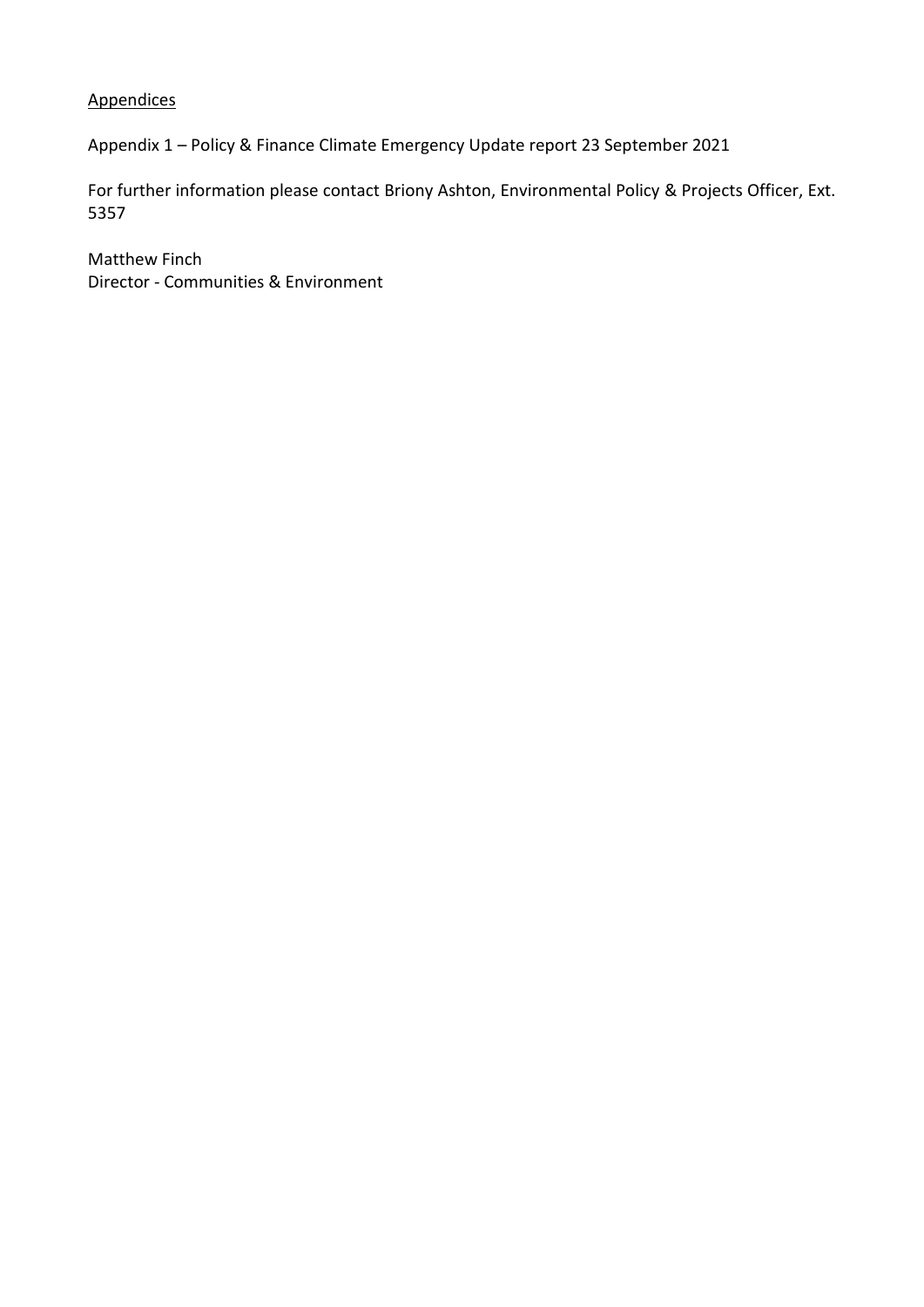<u>Appendices</u>

Appendix 1 – Policy & Finance Climate Emergency Update report 23 September 2021

For further information please contact Briony Ashton, Environmental Policy & Projects Officer, Ext. 5357

Matthew Finch
Director - Communities & Environment